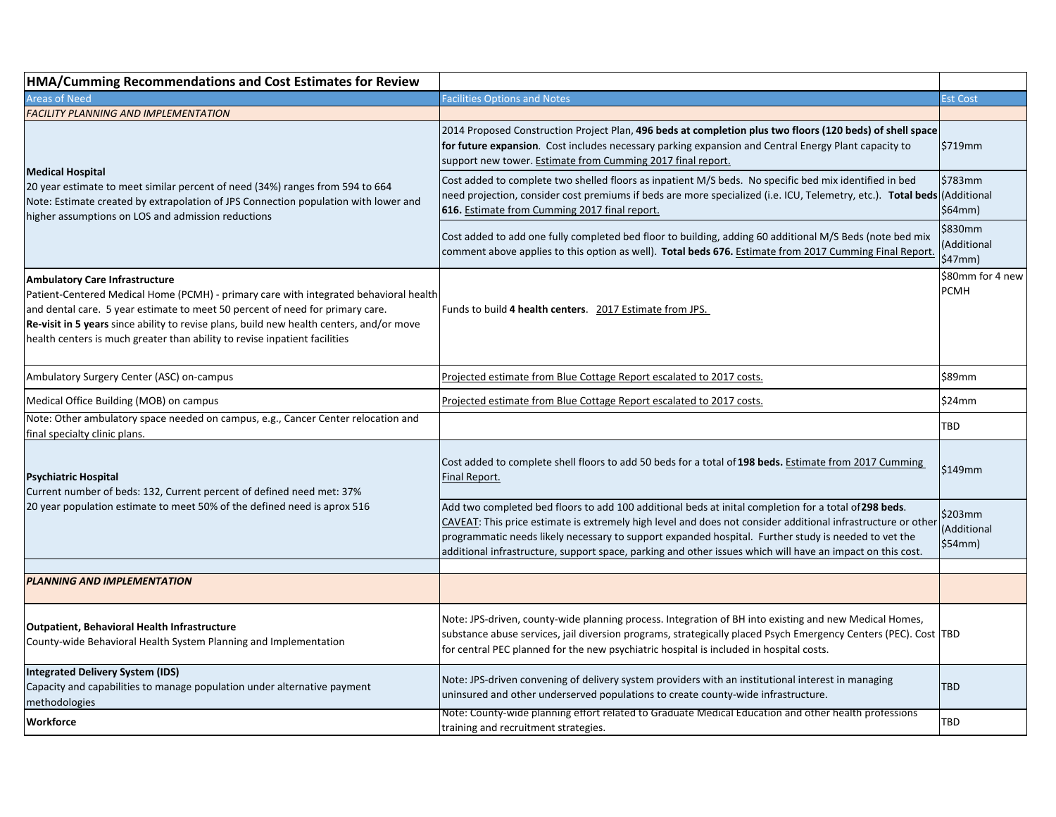| HMA/Cumming Recommendations and Cost Estimates for Review | | |
|---|---|---|
| Areas of Need | Facilities Options and Notes | Est Cost |
| *FACILITY PLANNING AND IMPLEMENTATION* | | |
| **Medical Hospital**<br>20 year estimate to meet similar percent of need (34%) ranges from 594 to 664<br>Note: Estimate created by extrapolation of JPS Connection population with lower and higher assumptions on LOS and admission reductions | 2014 Proposed Construction Project Plan, **496 beds at completion plus two floors (120 beds) of shell space for future expansion**. Cost includes necessary parking expansion and Central Energy Plant capacity to support new tower. Estimate from Cumming 2017 final report. | $719mm |
| | Cost added to complete two shelled floors as inpatient M/S beds. No specific bed mix identified in bed need projection, consider cost premiums if beds are more specialized (i.e. ICU, Telemetry, etc.). **Total beds 616.** Estimate from Cumming 2017 final report. | $783mm (Additional $64mm) |
| | Cost added to add one fully completed bed floor to building, adding 60 additional M/S Beds (note bed mix comment above applies to this option as well). **Total beds 676.** Estimate from 2017 Cumming Final Report. | $830mm (Additional $47mm) |
| **Ambulatory Care Infrastructure**<br>Patient-Centered Medical Home (PCMH) - primary care with integrated behavioral health and dental care. 5 year estimate to meet 50 percent of need for primary care.<br>**Re-visit in 5 years** since ability to revise plans, build new health centers, and/or move health centers is much greater than ability to revise inpatient facilities | Funds to build **4 health centers**. 2017 Estimate from JPS. | $80mm for 4 new PCMH |
| Ambulatory Surgery Center (ASC) on-campus | Projected estimate from Blue Cottage Report escalated to 2017 costs. | $89mm |
| Medical Office Building (MOB) on campus | Projected estimate from Blue Cottage Report escalated to 2017 costs. | $24mm |
| Note: Other ambulatory space needed on campus, e.g., Cancer Center relocation and final specialty clinic plans. | | TBD |
| **Psychiatric Hospital**<br>Current number of beds: 132, Current percent of defined need met: 37%<br>20 year population estimate to meet 50% of the defined need is aprox 516 | Cost added to complete shell floors to add 50 beds for a total of **198 beds.** Estimate from 2017 Cumming Final Report. | $149mm |
| | Add two completed bed floors to add 100 additional beds at inital completion for a total of **298 beds**. CAVEAT: This price estimate is extremely high level and does not consider additional infrastructure or other programmatic needs likely necessary to support expanded hospital. Further study is needed to vet the additional infrastructure, support space, parking and other issues which will have an impact on this cost. | $203mm (Additional $54mm) |
| | | |
| ***PLANNING AND IMPLEMENTATION*** | | |
| **Outpatient, Behavioral Health Infrastructure**<br>County-wide Behavioral Health System Planning and Implementation | Note: JPS-driven, county-wide planning process. Integration of BH into existing and new Medical Homes, substance abuse services, jail diversion programs, strategically placed Psych Emergency Centers (PEC). Cost for central PEC planned for the new psychiatric hospital is included in hospital costs. | TBD |
| **Integrated Delivery System (IDS)**<br>Capacity and capabilities to manage population under alternative payment methodologies | Note: JPS-driven convening of delivery system providers with an institutional interest in managing uninsured and other underserved populations to create county-wide infrastructure. | TBD |
| **Workforce** | Note: County-wide planning effort related to Graduate Medical Education and other health professions training and recruitment strategies. | TBD |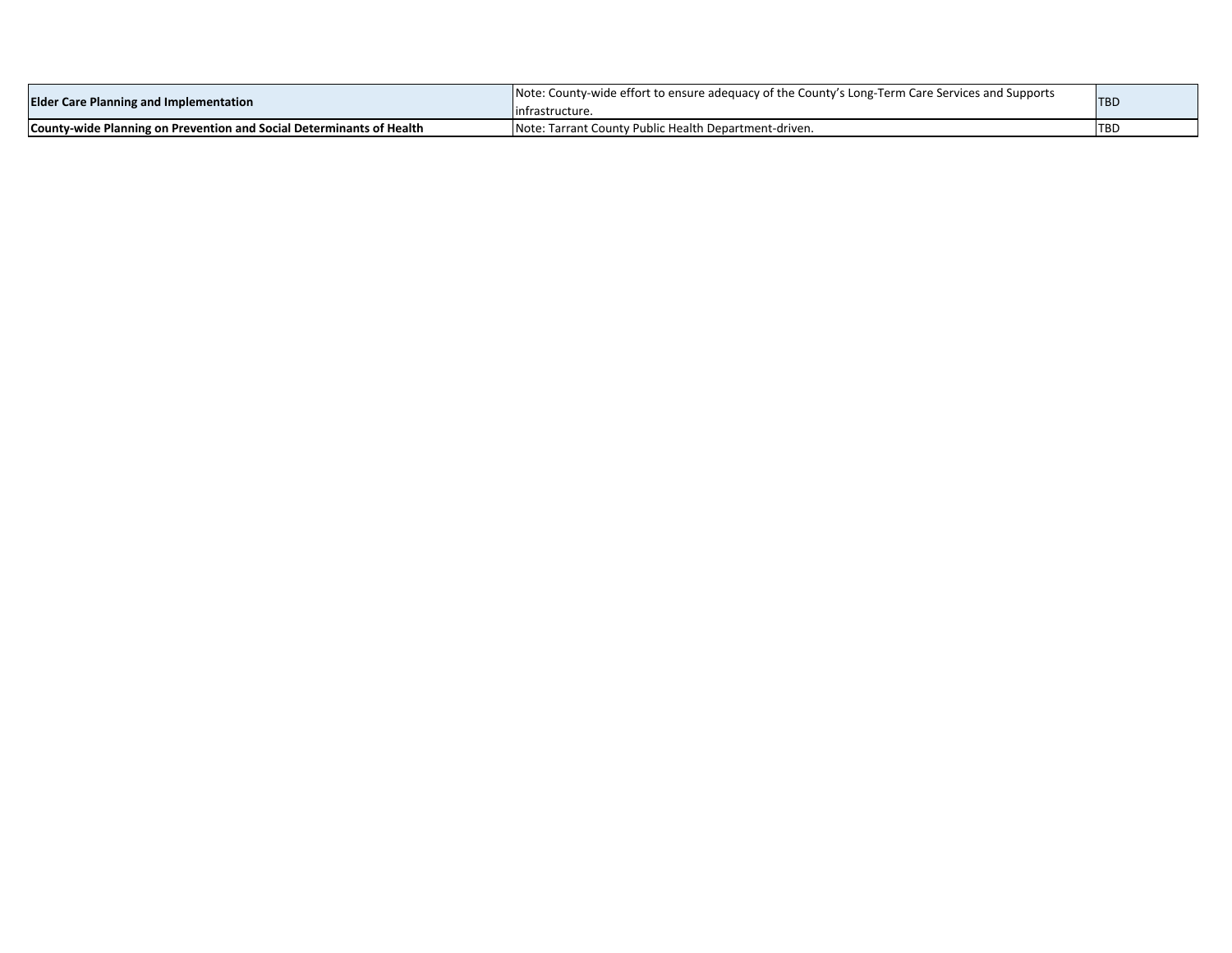| | | |
|---|---|---|
| **Elder Care Planning and Implementation** | Note: County-wide effort to ensure adequacy of the County's Long-Term Care Services and Supports infrastructure. | TBD |
| **County-wide Planning on Prevention and Social Determinants of Health** | Note: Tarrant County Public Health Department-driven. | TBD |